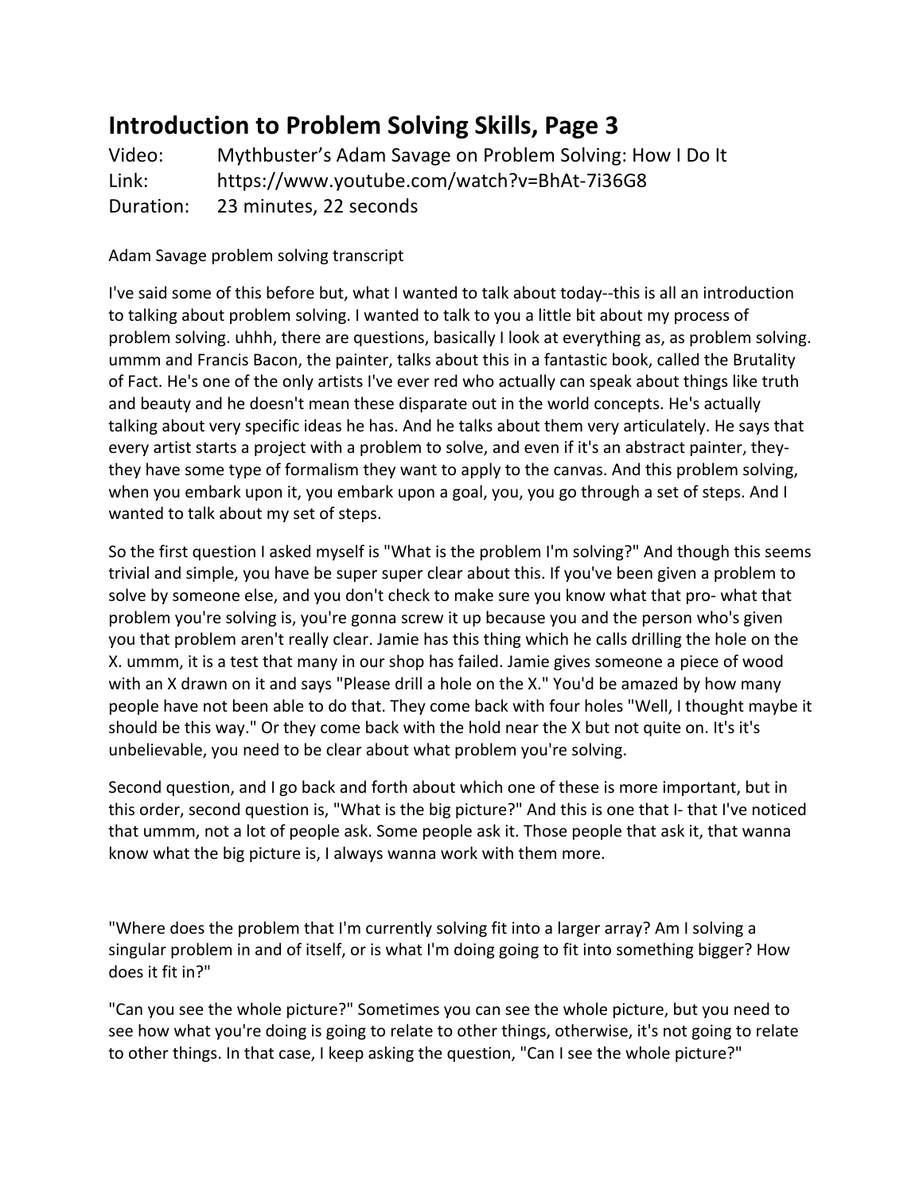# Introduction to Problem Solving Skills, Page 3

Video: Mythbuster's Adam Savage on Problem Solving: How I Do It
Link: https://www.youtube.com/watch?v=BhAt-7i36G8
Duration: 23 minutes, 22 seconds

Adam Savage problem solving transcript

I've said some of this before but, what I wanted to talk about today--this is all an introduction to talking about problem solving. I wanted to talk to you a little bit about my process of problem solving. uhhh, there are questions, basically I look at everything as, as problem solving. ummm and Francis Bacon, the painter, talks about this in a fantastic book, called the Brutality of Fact. He's one of the only artists I've ever red who actually can speak about things like truth and beauty and he doesn't mean these disparate out in the world concepts. He's actually talking about very specific ideas he has. And he talks about them very articulately. He says that every artist starts a project with a problem to solve, and even if it's an abstract painter, they- they have some type of formalism they want to apply to the canvas. And this problem solving, when you embark upon it, you embark upon a goal, you, you go through a set of steps. And I wanted to talk about my set of steps.

So the first question I asked myself is "What is the problem I'm solving?" And though this seems trivial and simple, you have be super super clear about this. If you've been given a problem to solve by someone else, and you don't check to make sure you know what that pro- what that problem you're solving is, you're gonna screw it up because you and the person who's given you that problem aren't really clear. Jamie has this thing which he calls drilling the hole on the X. ummm, it is a test that many in our shop has failed. Jamie gives someone a piece of wood with an X drawn on it and says "Please drill a hole on the X." You'd be amazed by how many people have not been able to do that. They come back with four holes "Well, I thought maybe it should be this way." Or they come back with the hold near the X but not quite on. It's it's unbelievable, you need to be clear about what problem you're solving.

Second question, and I go back and forth about which one of these is more important, but in this order, second question is, "What is the big picture?" And this is one that I- that I've noticed that ummm, not a lot of people ask. Some people ask it. Those people that ask it, that wanna know what the big picture is, I always wanna work with them more.

"Where does the problem that I'm currently solving fit into a larger array? Am I solving a singular problem in and of itself, or is what I'm doing going to fit into something bigger? How does it fit in?"

"Can you see the whole picture?" Sometimes you can see the whole picture, but you need to see how what you're doing is going to relate to other things, otherwise, it's not going to relate to other things. In that case, I keep asking the question, "Can I see the whole picture?"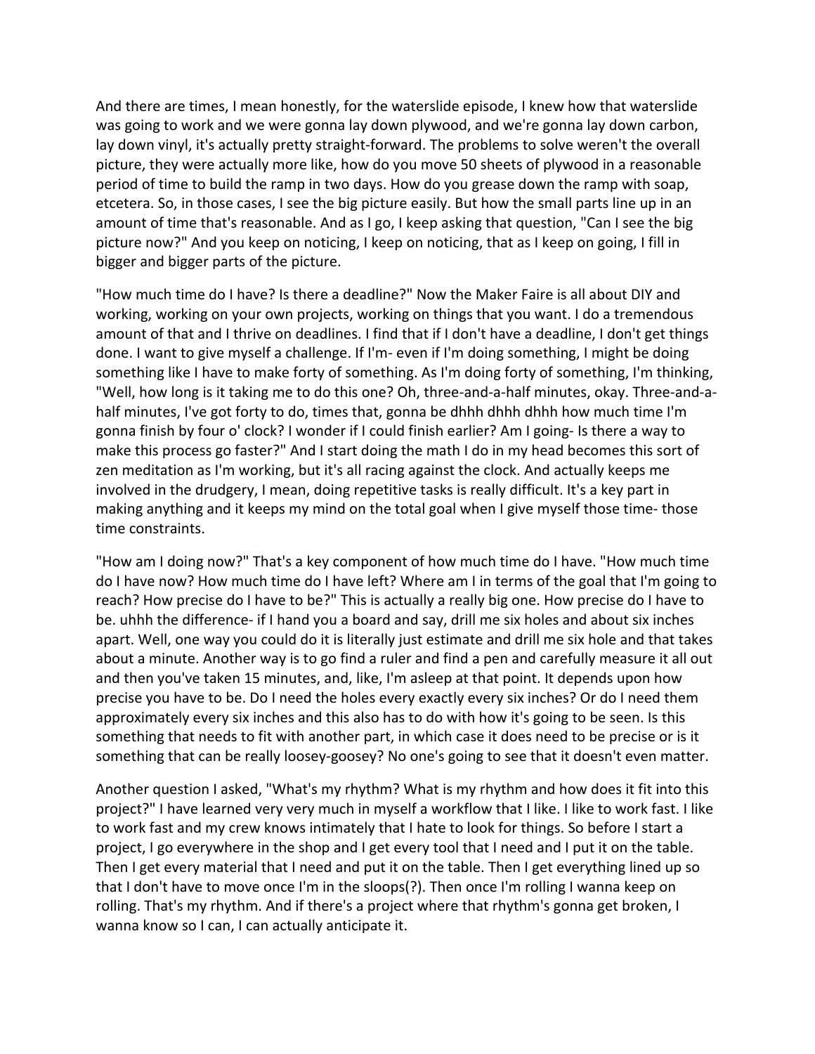And there are times, I mean honestly, for the waterslide episode, I knew how that waterslide was going to work and we were gonna lay down plywood, and we're gonna lay down carbon, lay down vinyl, it's actually pretty straight-forward. The problems to solve weren't the overall picture, they were actually more like, how do you move 50 sheets of plywood in a reasonable period of time to build the ramp in two days. How do you grease down the ramp with soap, etcetera. So, in those cases, I see the big picture easily. But how the small parts line up in an amount of time that's reasonable. And as I go, I keep asking that question, "Can I see the big picture now?" And you keep on noticing, I keep on noticing, that as I keep on going, I fill in bigger and bigger parts of the picture.

"How much time do I have? Is there a deadline?" Now the Maker Faire is all about DIY and working, working on your own projects, working on things that you want. I do a tremendous amount of that and I thrive on deadlines. I find that if I don't have a deadline, I don't get things done. I want to give myself a challenge. If I'm- even if I'm doing something, I might be doing something like I have to make forty of something. As I'm doing forty of something, I'm thinking, "Well, how long is it taking me to do this one? Oh, three-and-a-half minutes, okay. Three-and-a-half minutes, I've got forty to do, times that, gonna be dhhh dhhh dhhh how much time I'm gonna finish by four o' clock? I wonder if I could finish earlier? Am I going- Is there a way to make this process go faster?" And I start doing the math I do in my head becomes this sort of zen meditation as I'm working, but it's all racing against the clock. And actually keeps me involved in the drudgery, I mean, doing repetitive tasks is really difficult. It's a key part in making anything and it keeps my mind on the total goal when I give myself those time- those time constraints.

"How am I doing now?" That's a key component of how much time do I have. "How much time do I have now? How much time do I have left? Where am I in terms of the goal that I'm going to reach? How precise do I have to be?" This is actually a really big one. How precise do I have to be. uhhh the difference- if I hand you a board and say, drill me six holes and about six inches apart. Well, one way you could do it is literally just estimate and drill me six hole and that takes about a minute. Another way is to go find a ruler and find a pen and carefully measure it all out and then you've taken 15 minutes, and, like, I'm asleep at that point. It depends upon how precise you have to be. Do I need the holes every exactly every six inches? Or do I need them approximately every six inches and this also has to do with how it's going to be seen. Is this something that needs to fit with another part, in which case it does need to be precise or is it something that can be really loosey-goosey? No one's going to see that it doesn't even matter.

Another question I asked, "What's my rhythm? What is my rhythm and how does it fit into this project?" I have learned very very much in myself a workflow that I like. I like to work fast. I like to work fast and my crew knows intimately that I hate to look for things. So before I start a project, I go everywhere in the shop and I get every tool that I need and I put it on the table. Then I get every material that I need and put it on the table. Then I get everything lined up so that I don't have to move once I'm in the sloops(?). Then once I'm rolling I wanna keep on rolling. That's my rhythm. And if there's a project where that rhythm's gonna get broken, I wanna know so I can, I can actually anticipate it.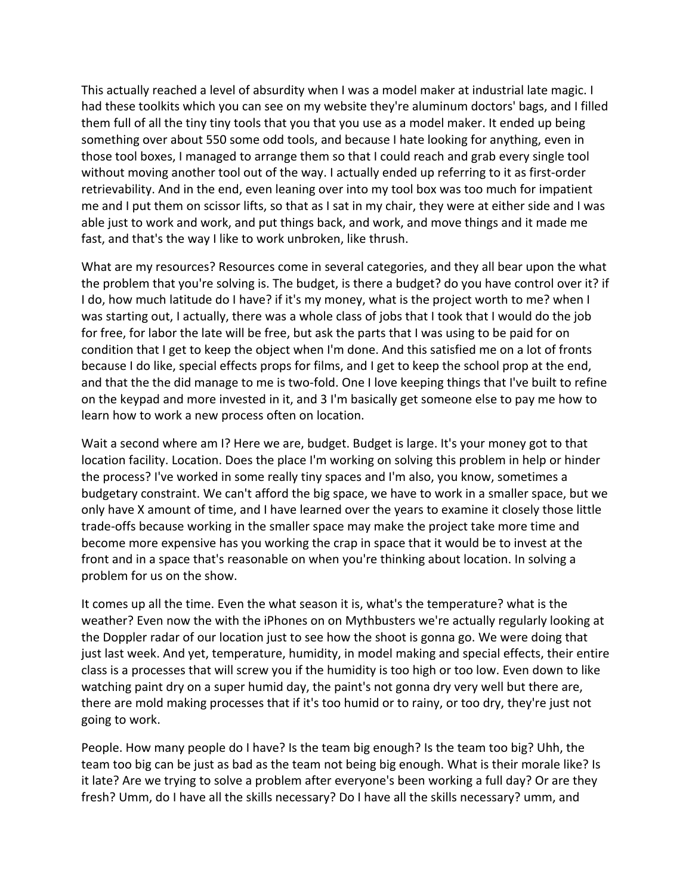This actually reached a level of absurdity when I was a model maker at industrial late magic. I had these toolkits which you can see on my website they're aluminum doctors' bags, and I filled them full of all the tiny tiny tools that you that you use as a model maker. It ended up being something over about 550 some odd tools, and because I hate looking for anything, even in those tool boxes, I managed to arrange them so that I could reach and grab every single tool without moving another tool out of the way. I actually ended up referring to it as first-order retrievability. And in the end, even leaning over into my tool box was too much for impatient me and I put them on scissor lifts, so that as I sat in my chair, they were at either side and I was able just to work and work, and put things back, and work, and move things and it made me fast, and that's the way I like to work unbroken, like thrush.

What are my resources? Resources come in several categories, and they all bear upon the what the problem that you're solving is. The budget, is there a budget? do you have control over it? if I do, how much latitude do I have? if it's my money, what is the project worth to me? when I was starting out, I actually, there was a whole class of jobs that I took that I would do the job for free, for labor the late will be free, but ask the parts that I was using to be paid for on condition that I get to keep the object when I'm done. And this satisfied me on a lot of fronts because I do like, special effects props for films, and I get to keep the school prop at the end, and that the the did manage to me is two-fold. One I love keeping things that I've built to refine on the keypad and more invested in it, and 3 I'm basically get someone else to pay me how to learn how to work a new process often on location.

Wait a second where am I? Here we are, budget. Budget is large. It's your money got to that location facility. Location. Does the place I'm working on solving this problem in help or hinder the process? I've worked in some really tiny spaces and I'm also, you know, sometimes a budgetary constraint. We can't afford the big space, we have to work in a smaller space, but we only have X amount of time, and I have learned over the years to examine it closely those little trade-offs because working in the smaller space may make the project take more time and become more expensive has you working the crap in space that it would be to invest at the front and in a space that's reasonable on when you're thinking about location. In solving a problem for us on the show.

It comes up all the time. Even the what season it is, what's the temperature? what is the weather? Even now the with the iPhones on on Mythbusters we're actually regularly looking at the Doppler radar of our location just to see how the shoot is gonna go. We were doing that just last week. And yet, temperature, humidity, in model making and special effects, their entire class is a processes that will screw you if the humidity is too high or too low. Even down to like watching paint dry on a super humid day, the paint's not gonna dry very well but there are, there are mold making processes that if it's too humid or to rainy, or too dry, they're just not going to work.

People. How many people do I have? Is the team big enough? Is the team too big? Uhh, the team too big can be just as bad as the team not being big enough. What is their morale like? Is it late? Are we trying to solve a problem after everyone's been working a full day? Or are they fresh? Umm, do I have all the skills necessary? Do I have all the skills necessary? umm, and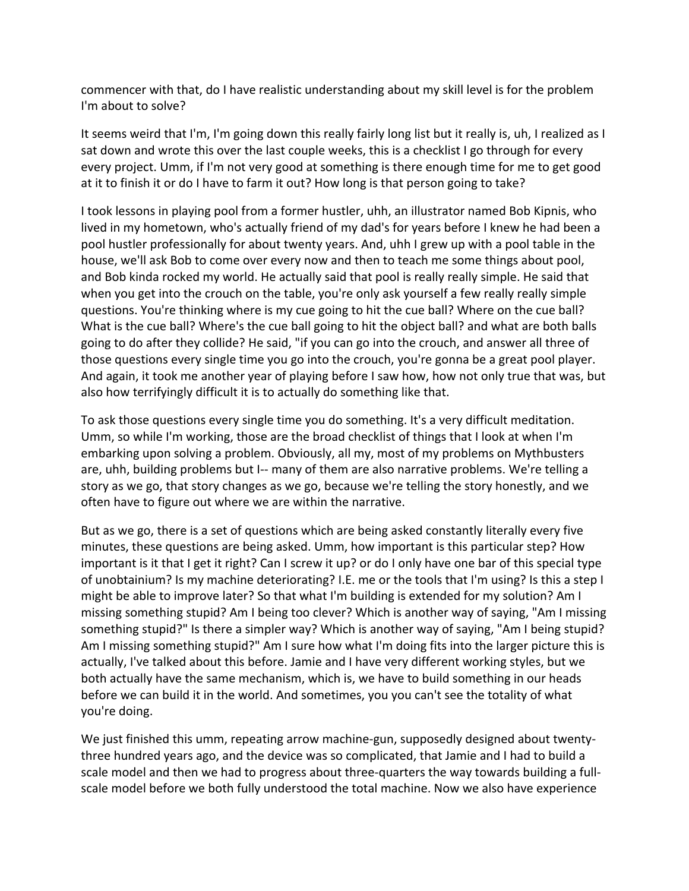commencer with that, do I have realistic understanding about my skill level is for the problem I'm about to solve?

It seems weird that I'm, I'm going down this really fairly long list but it really is, uh, I realized as I sat down and wrote this over the last couple weeks, this is a checklist I go through for every every project. Umm, if I'm not very good at something is there enough time for me to get good at it to finish it or do I have to farm it out? How long is that person going to take?

I took lessons in playing pool from a former hustler, uhh, an illustrator named Bob Kipnis, who lived in my hometown, who's actually friend of my dad's for years before I knew he had been a pool hustler professionally for about twenty years. And, uhh I grew up with a pool table in the house, we'll ask Bob to come over every now and then to teach me some things about pool, and Bob kinda rocked my world. He actually said that pool is really really simple. He said that when you get into the crouch on the table, you're only ask yourself a few really really simple questions. You're thinking where is my cue going to hit the cue ball? Where on the cue ball? What is the cue ball? Where's the cue ball going to hit the object ball? and what are both balls going to do after they collide? He said, "if you can go into the crouch, and answer all three of those questions every single time you go into the crouch, you're gonna be a great pool player. And again, it took me another year of playing before I saw how, how not only true that was, but also how terrifyingly difficult it is to actually do something like that.

To ask those questions every single time you do something. It's a very difficult meditation. Umm, so while I'm working, those are the broad checklist of things that I look at when I'm embarking upon solving a problem. Obviously, all my, most of my problems on Mythbusters are, uhh, building problems but I-- many of them are also narrative problems. We're telling a story as we go, that story changes as we go, because we're telling the story honestly, and we often have to figure out where we are within the narrative.

But as we go, there is a set of questions which are being asked constantly literally every five minutes, these questions are being asked. Umm, how important is this particular step? How important is it that I get it right? Can I screw it up? or do I only have one bar of this special type of unobtainium? Is my machine deteriorating? I.E. me or the tools that I'm using? Is this a step I might be able to improve later? So that what I'm building is extended for my solution? Am I missing something stupid? Am I being too clever? Which is another way of saying, "Am I missing something stupid?" Is there a simpler way? Which is another way of saying, "Am I being stupid? Am I missing something stupid?" Am I sure how what I'm doing fits into the larger picture this is actually, I've talked about this before. Jamie and I have very different working styles, but we both actually have the same mechanism, which is, we have to build something in our heads before we can build it in the world. And sometimes, you you can't see the totality of what you're doing.

We just finished this umm, repeating arrow machine-gun, supposedly designed about twenty-three hundred years ago, and the device was so complicated, that Jamie and I had to build a scale model and then we had to progress about three-quarters the way towards building a full-scale model before we both fully understood the total machine. Now we also have experience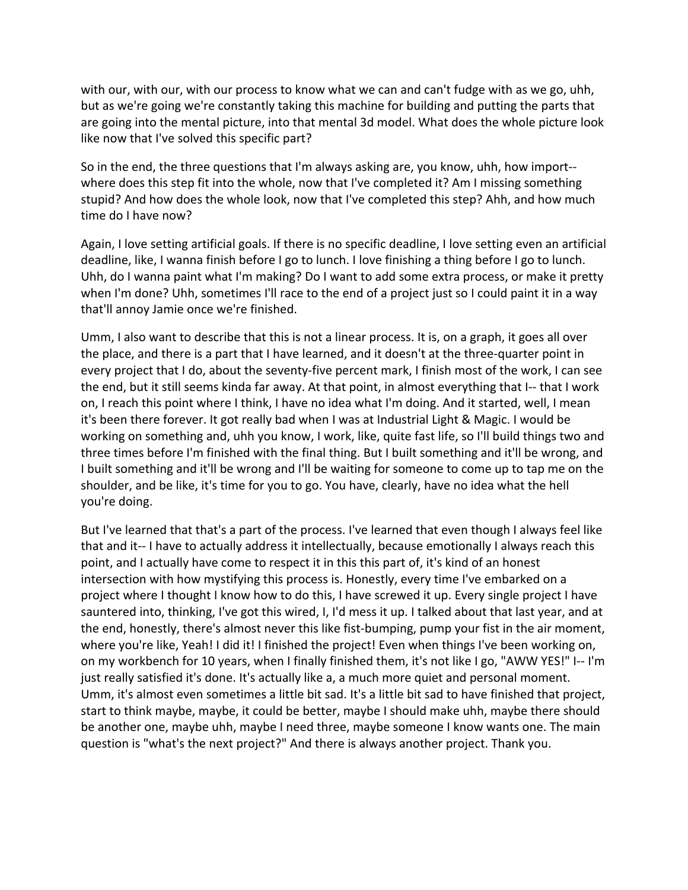with our, with our, with our process to know what we can and can't fudge with as we go, uhh, but as we're going we're constantly taking this machine for building and putting the parts that are going into the mental picture, into that mental 3d model. What does the whole picture look like now that I've solved this specific part?

So in the end, the three questions that I'm always asking are, you know, uhh, how import-- where does this step fit into the whole, now that I've completed it? Am I missing something stupid? And how does the whole look, now that I've completed this step? Ahh, and how much time do I have now?

Again, I love setting artificial goals. If there is no specific deadline, I love setting even an artificial deadline, like, I wanna finish before I go to lunch. I love finishing a thing before I go to lunch. Uhh, do I wanna paint what I'm making? Do I want to add some extra process, or make it pretty when I'm done? Uhh, sometimes I'll race to the end of a project just so I could paint it in a way that'll annoy Jamie once we're finished.

Umm, I also want to describe that this is not a linear process. It is, on a graph, it goes all over the place, and there is a part that I have learned, and it doesn't at the three-quarter point in every project that I do, about the seventy-five percent mark, I finish most of the work, I can see the end, but it still seems kinda far away. At that point, in almost everything that I-- that I work on, I reach this point where I think, I have no idea what I'm doing. And it started, well, I mean it's been there forever. It got really bad when I was at Industrial Light & Magic. I would be working on something and, uhh you know, I work, like, quite fast life, so I'll build things two and three times before I'm finished with the final thing. But I built something and it'll be wrong, and I built something and it'll be wrong and I'll be waiting for someone to come up to tap me on the shoulder, and be like, it's time for you to go. You have, clearly, have no idea what the hell you're doing.

But I've learned that that's a part of the process. I've learned that even though I always feel like that and it-- I have to actually address it intellectually, because emotionally I always reach this point, and I actually have come to respect it in this this part of, it's kind of an honest intersection with how mystifying this process is. Honestly, every time I've embarked on a project where I thought I know how to do this, I have screwed it up. Every single project I have sauntered into, thinking, I've got this wired, I, I'd mess it up. I talked about that last year, and at the end, honestly, there's almost never this like fist-bumping, pump your fist in the air moment, where you're like, Yeah! I did it! I finished the project! Even when things I've been working on, on my workbench for 10 years, when I finally finished them, it's not like I go, "AWW YES!" I-- I'm just really satisfied it's done. It's actually like a, a much more quiet and personal moment. Umm, it's almost even sometimes a little bit sad. It's a little bit sad to have finished that project, start to think maybe, maybe, it could be better, maybe I should make uhh, maybe there should be another one, maybe uhh, maybe I need three, maybe someone I know wants one. The main question is "what's the next project?" And there is always another project. Thank you.